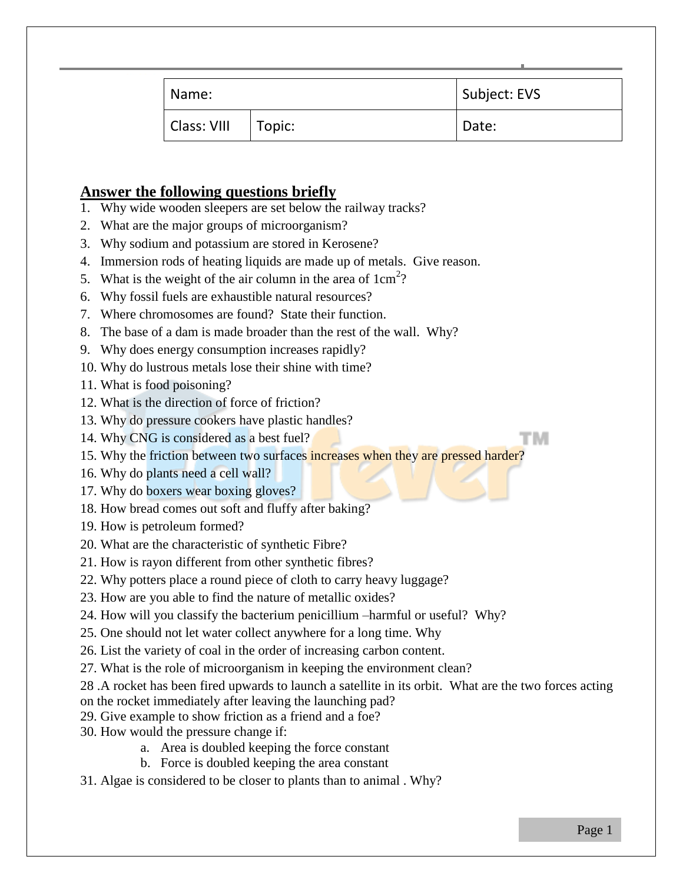| Name: | | Subject: EVS |
| --- | --- | --- |
| Class: VIII | Topic: | Date: |

## Answer the following questions briefly

1. Why wide wooden sleepers are set below the railway tracks?
2. What are the major groups of microorganism?
3. Why sodium and potassium are stored in Kerosene?
4. Immersion rods of heating liquids are made up of metals. Give reason.
5. What is the weight of the air column in the area of $1cm^2$?
6. Why fossil fuels are exhaustible natural resources?
7. Where chromosomes are found? State their function.
8. The base of a dam is made broader than the rest of the wall. Why?
9. Why does energy consumption increases rapidly?
10. Why do lustrous metals lose their shine with time?
11. What is food poisoning?
12. What is the direction of force of friction?
13. Why do pressure cookers have plastic handles?
14. Why CNG is considered as a best fuel?
15. Why the friction between two surfaces increases when they are pressed harder?
16. Why do plants need a cell wall?
17. Why do boxers wear boxing gloves?
18. How bread comes out soft and fluffy after baking?
19. How is petroleum formed?
20. What are the characteristic of synthetic Fibre?
21. How is rayon different from other synthetic fibres?
22. Why potters place a round piece of cloth to carry heavy luggage?
23. How are you able to find the nature of metallic oxides?
24. How will you classify the bacterium penicillium –harmful or useful? Why?
25. One should not let water collect anywhere for a long time. Why
26. List the variety of coal in the order of increasing carbon content.
27. What is the role of microorganism in keeping the environment clean?
28. A rocket has been fired upwards to launch a satellite in its orbit. What are the two forces acting on the rocket immediately after leaving the launching pad?
29. Give example to show friction as a friend and a foe?
30. How would the pressure change if:
    a. Area is doubled keeping the force constant
    b. Force is doubled keeping the area constant
31. Algae is considered to be closer to plants than to animal . Why?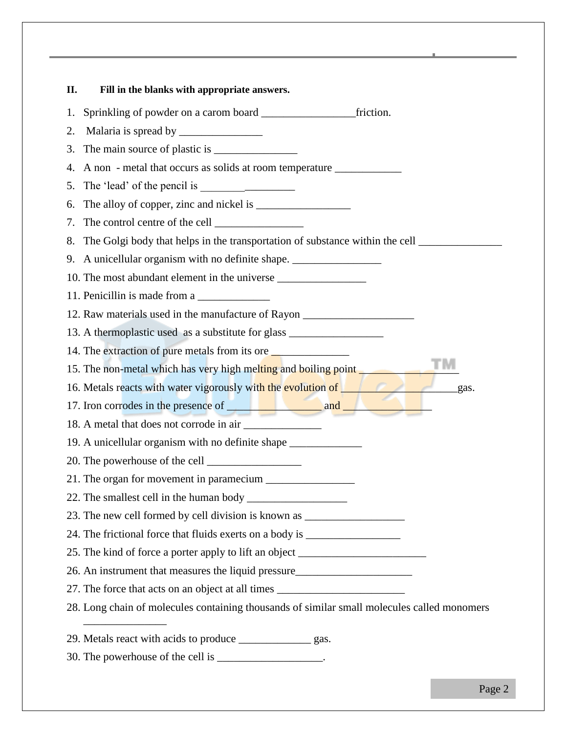**II. Fill in the blanks with appropriate answers.**

1. Sprinkling of powder on a carom board _________________friction.
2. Malaria is spread by _______________
3. The main source of plastic is _______________
4. A non - metal that occurs as solids at room temperature ____________
5. The 'lead' of the pencil is _________________
6. The alloy of copper, zinc and nickel is _________________
7. The control centre of the cell ________________
8. The Golgi body that helps in the transportation of substance within the cell _______________
9. A unicellular organism with no definite shape. ________________
10. The most abundant element in the universe ________________
11. Penicillin is made from a _____________
12. Raw materials used in the manufacture of Rayon ____________________
13. A thermoplastic used as a substitute for glass _________________
14. The extraction of pure metals from its ore ______________
15. The non-metal which has very high melting and boiling point _________________
16. Metals reacts with water vigorously with the evolution of ____________________gas.
17. Iron corrodes in the presence of ________________ and ________________
18. A metal that does not corrode in air ______________
19. A unicellular organism with no definite shape _____________
20. The powerhouse of the cell _________________
21. The organ for movement in paramecium ________________
22. The smallest cell in the human body __________________
23. The new cell formed by cell division is known as __________________
24. The frictional force that fluids exerts on a body is _________________
25. The kind of force a porter apply to lift an object _______________________
26. An instrument that measures the liquid pressure_____________________
27. The force that acts on an object at all times _______________________
28. Long chain of molecules containing thousands of similar small molecules called monomers _______________
29. Metals react with acids to produce _____________ gas.
30. The powerhouse of the cell is ___________________.